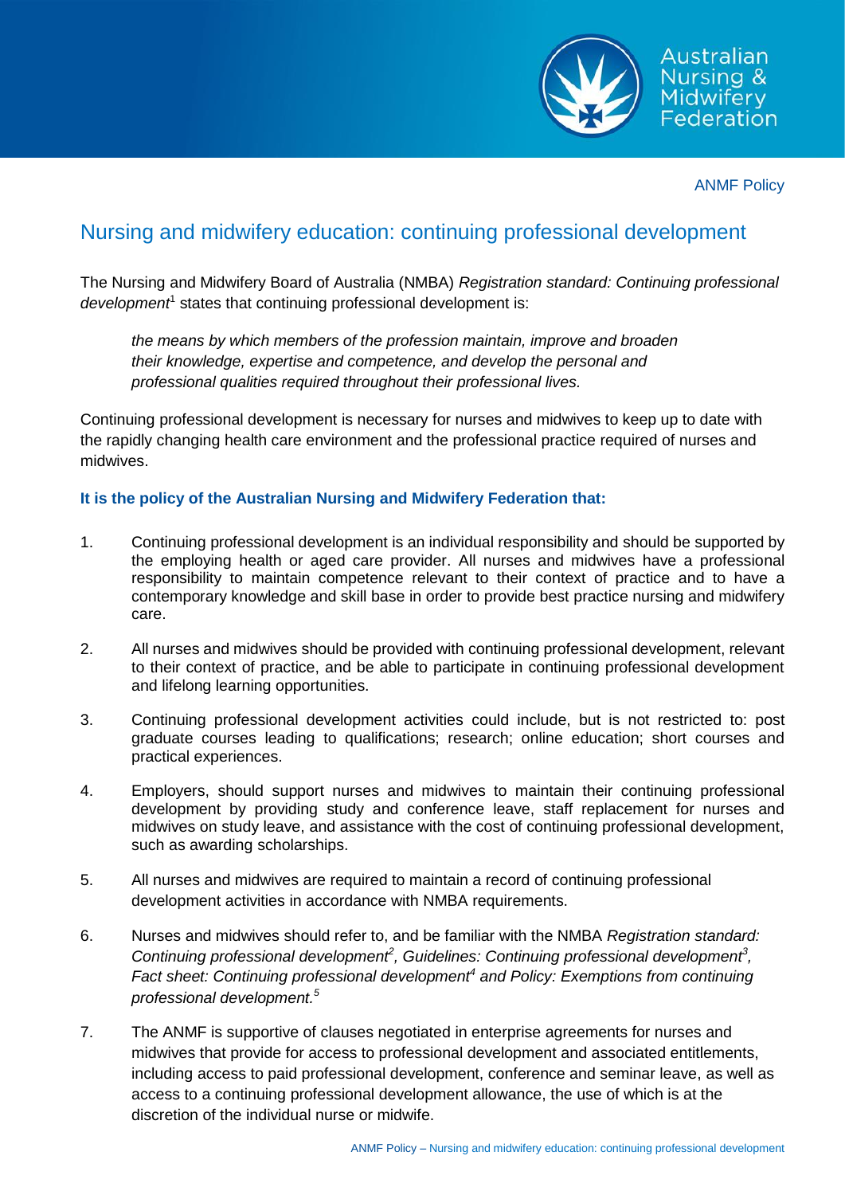ANMF Policy

# Nursing and midwifery education: continuing professional development

The Nursing and Midwifery Board of Australia (NMBA) *Registration standard: Continuing professional development*[1] states that continuing professional development is:

> *the means by which members of the profession maintain, improve and broaden their knowledge, expertise and competence, and develop the personal and professional qualities required throughout their professional lives.*

Continuing professional development is necessary for nurses and midwives to keep up to date with the rapidly changing health care environment and the professional practice required of nurses and midwives.

**It is the policy of the Australian Nursing and Midwifery Federation that:**

1. Continuing professional development is an individual responsibility and should be supported by the employing health or aged care provider. All nurses and midwives have a professional responsibility to maintain competence relevant to their context of practice and to have a contemporary knowledge and skill base in order to provide best practice nursing and midwifery care.

2. All nurses and midwives should be provided with continuing professional development, relevant to their context of practice, and be able to participate in continuing professional development and lifelong learning opportunities.

3. Continuing professional development activities could include, but is not restricted to: post graduate courses leading to qualifications; research; online education; short courses and practical experiences.

4. Employers, should support nurses and midwives to maintain their continuing professional development by providing study and conference leave, staff replacement for nurses and midwives on study leave, and assistance with the cost of continuing professional development, such as awarding scholarships.

5. All nurses and midwives are required to maintain a record of continuing professional development activities in accordance with NMBA requirements.

6. Nurses and midwives should refer to, and be familiar with the NMBA *Registration standard: Continuing professional development*[2]*, Guidelines: Continuing professional development*[3]*, Fact sheet: Continuing professional development*[4] *and Policy: Exemptions from continuing professional development.*[5]

7. The ANMF is supportive of clauses negotiated in enterprise agreements for nurses and midwives that provide for access to professional development and associated entitlements, including access to paid professional development, conference and seminar leave, as well as access to a continuing professional development allowance, the use of which is at the discretion of the individual nurse or midwife.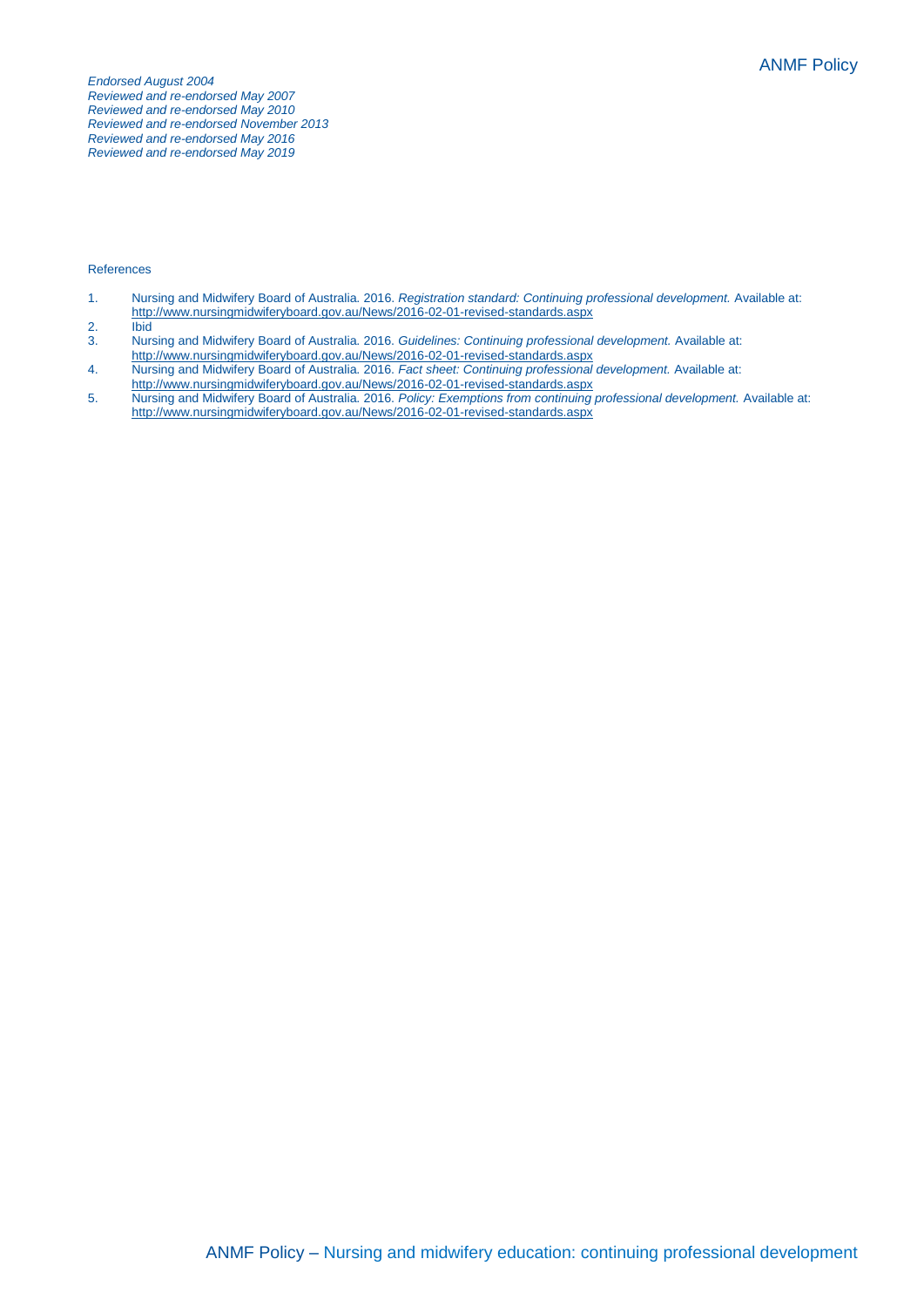*Endorsed August 2004*
*Reviewed and re-endorsed May 2007*
*Reviewed and re-endorsed May 2010*
*Reviewed and re-endorsed November 2013*
*Reviewed and re-endorsed May 2016*
*Reviewed and re-endorsed May 2019*

References

1. Nursing and Midwifery Board of Australia. 2016. *Registration standard: Continuing professional development.* Available at: http://www.nursingmidwiferyboard.gov.au/News/2016-02-01-revised-standards.aspx
2. Ibid
3. Nursing and Midwifery Board of Australia. 2016. *Guidelines: Continuing professional development.* Available at: http://www.nursingmidwiferyboard.gov.au/News/2016-02-01-revised-standards.aspx
4. Nursing and Midwifery Board of Australia. 2016. *Fact sheet: Continuing professional development.* Available at: http://www.nursingmidwiferyboard.gov.au/News/2016-02-01-revised-standards.aspx
5. Nursing and Midwifery Board of Australia. 2016. *Policy: Exemptions from continuing professional development.* Available at: http://www.nursingmidwiferyboard.gov.au/News/2016-02-01-revised-standards.aspx